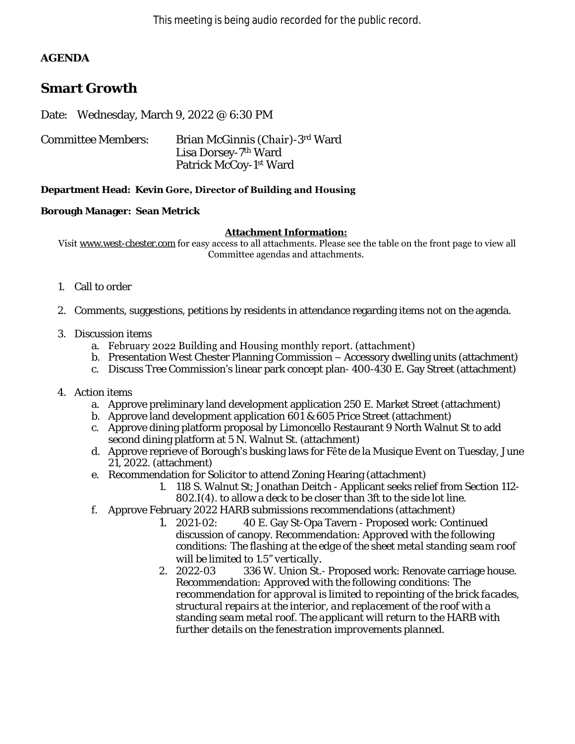This meeting is being audio recorded for the public record.

**AGENDA**

# Smart Growth

Date: Wednesday, March 9, 2022 @ 6:30 PM

Committee Members: Brian McGinnis (Chair)-3rd Ward
Lisa Dorsey-7th Ward
Patrick McCoy-1st Ward

**Department Head: Kevin Gore, Director of Building and Housing**

**Borough Manager: Sean Metrick**

**Attachment Information:**

Visit www.west-chester.com for easy access to all attachments. Please see the table on the front page to view all Committee agendas and attachments.

1. Call to order
2. Comments, suggestions, petitions by residents in attendance regarding items not on the agenda.
3. Discussion items
   a. February 2022 Building and Housing monthly report. (attachment)
   b. Presentation West Chester Planning Commission – Accessory dwelling units (attachment)
   c. Discuss Tree Commission's linear park concept plan- 400-430 E. Gay Street (attachment)
4. Action items
   a. Approve preliminary land development application 250 E. Market Street (attachment)
   b. Approve land development application 601 & 605 Price Street (attachment)
   c. Approve dining platform proposal by Limoncello Restaurant 9 North Walnut St to add second dining platform at 5 N. Walnut St. (attachment)
   d. Approve reprieve of Borough's busking laws for Fête de la Musique Event on Tuesday, June 21, 2022. (attachment)
   e. Recommendation for Solicitor to attend Zoning Hearing (attachment)
      1. 118 S. Walnut St; Jonathan Deitch - Applicant seeks relief from Section 112-802.I(4). to allow a deck to be closer than 3ft to the side lot line.
   f. Approve February 2022 HARB submissions recommendations (attachment)
      1. 2021-02: 40 E. Gay St-Opa Tavern - Proposed work: Continued discussion of canopy. *Recommendation: Approved with the following conditions: The flashing at the edge of the sheet metal standing seam roof will be limited to 1.5" vertically.*
      2. 2022-03 336 W. Union St.- Proposed work: Renovate carriage house. *Recommendation: Approved with the following conditions: The recommendation for approval is limited to repointing of the brick facades, structural repairs at the interior, and replacement of the roof with a standing seam metal roof. The applicant will return to the HARB with further details on the fenestration improvements planned.*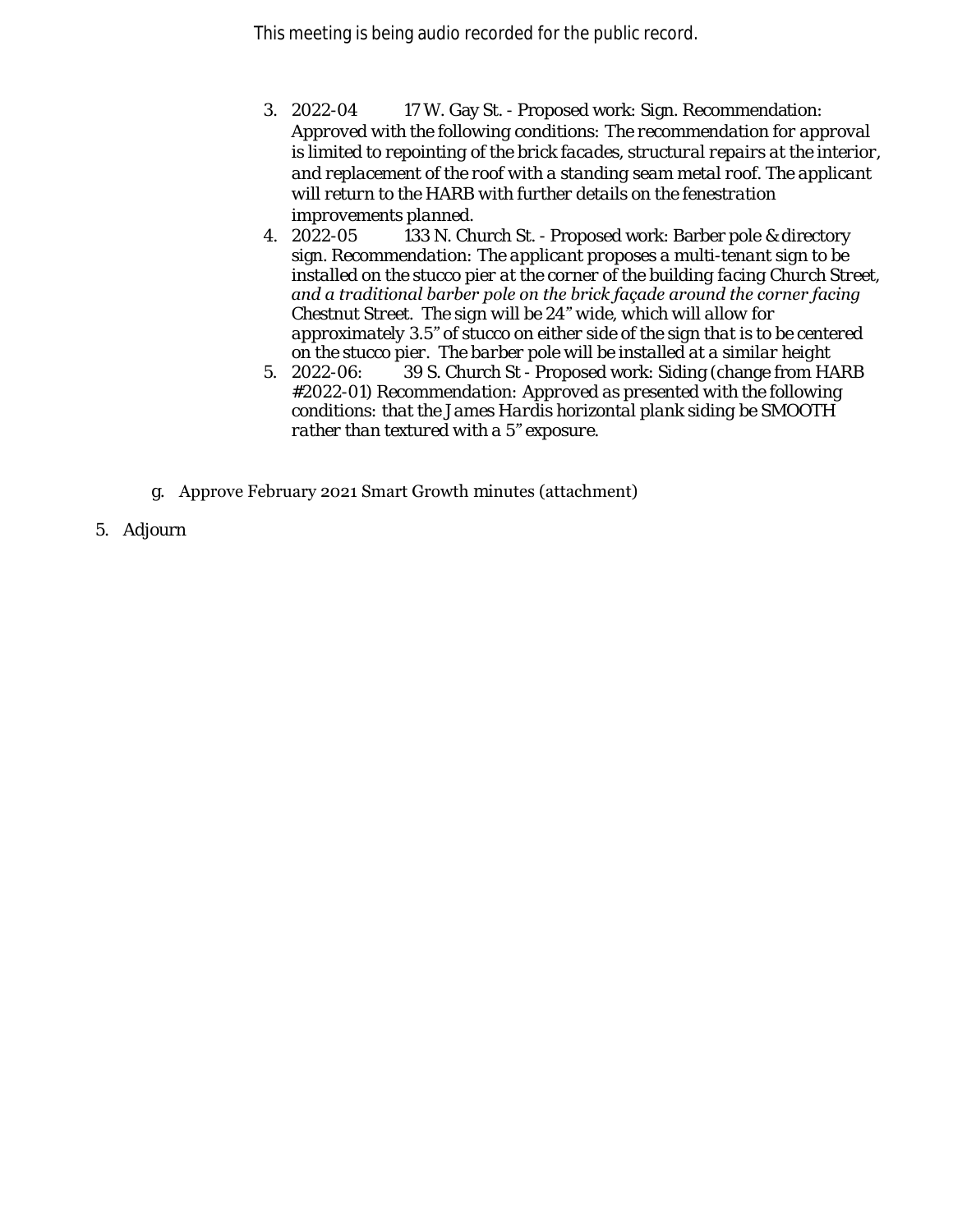This meeting is being audio recorded for the public record.

3. 2022-04 17 W. Gay St. - Proposed work: Sign. Recommendation: *Approved with the following conditions: The recommendation for approval is limited to repointing of the brick facades, structural repairs at the interior, and replacement of the roof with a standing seam metal roof. The applicant will return to the HARB with further details on the fenestration improvements planned.*
4. 2022-05 133 N. Church St. - Proposed work: Barber pole & directory sign. Recommendation: *The applicant proposes a multi-tenant sign to be installed on the stucco pier at the corner of the building facing Church Street, and a traditional barber pole on the brick façade around the corner facing Chestnut Street. The sign will be 24" wide, which will allow for approximately 3.5" of stucco on either side of the sign that is to be centered on the stucco pier. The barber pole will be installed at a similar height*
5. 2022-06: 39 S. Church St - Proposed work: Siding (change from HARB #2022-01) Recommendation: *Approved as presented with the following conditions: that the James Hardis horizontal plank siding be SMOOTH rather than textured with a 5" exposure.*

g. Approve February 2021 Smart Growth minutes (attachment)

5. Adjourn